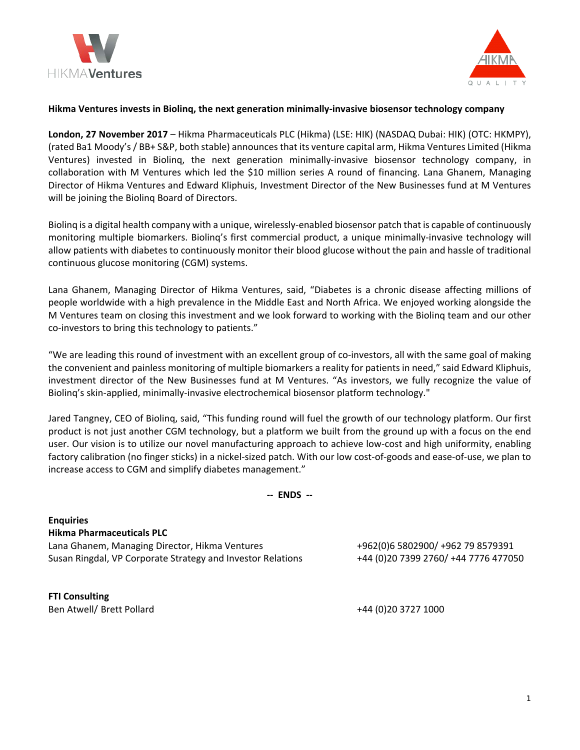**Hikma Ventures invests in Biolinq, the next generation minimally-invasive biosensor technology company**

**London, 27 November 2017** – Hikma Pharmaceuticals PLC (Hikma) (LSE: HIK) (NASDAQ Dubai: HIK) (OTC: HKMPY), (rated Ba1 Moody's / BB+ S&P, both stable) announces that its venture capital arm, Hikma Ventures Limited (Hikma Ventures) invested in Biolinq, the next generation minimally-invasive biosensor technology company, in collaboration with M Ventures which led the $10 million series A round of financing. Lana Ghanem, Managing Director of Hikma Ventures and Edward Kliphuis, Investment Director of the New Businesses fund at M Ventures will be joining the Biolinq Board of Directors.

Biolinq is a digital health company with a unique, wirelessly-enabled biosensor patch that is capable of continuously monitoring multiple biomarkers. Biolinq's first commercial product, a unique minimally-invasive technology will allow patients with diabetes to continuously monitor their blood glucose without the pain and hassle of traditional continuous glucose monitoring (CGM) systems.

Lana Ghanem, Managing Director of Hikma Ventures, said, "Diabetes is a chronic disease affecting millions of people worldwide with a high prevalence in the Middle East and North Africa. We enjoyed working alongside the M Ventures team on closing this investment and we look forward to working with the Biolinq team and our other co-investors to bring this technology to patients."

"We are leading this round of investment with an excellent group of co-investors, all with the same goal of making the convenient and painless monitoring of multiple biomarkers a reality for patients in need," said Edward Kliphuis, investment director of the New Businesses fund at M Ventures. "As investors, we fully recognize the value of Biolinq's skin-applied, minimally-invasive electrochemical biosensor platform technology."

Jared Tangney, CEO of Biolinq, said, "This funding round will fuel the growth of our technology platform. Our first product is not just another CGM technology, but a platform we built from the ground up with a focus on the end user. Our vision is to utilize our novel manufacturing approach to achieve low-cost and high uniformity, enabling factory calibration (no finger sticks) in a nickel-sized patch. With our low cost-of-goods and ease-of-use, we plan to increase access to CGM and simplify diabetes management."

**-- ENDS --**

**Enquiries**

**Hikma Pharmaceuticals PLC**

| | |
|---|---|
| Lana Ghanem, Managing Director, Hikma Ventures | +962(0)6 5802900/ +962 79 8579391 |
| Susan Ringdal, VP Corporate Strategy and Investor Relations | +44 (0)20 7399 2760/ +44 7776 477050 |

**FTI Consulting**

| | |
|---|---|
| Ben Atwell/ Brett Pollard | +44 (0)20 3727 1000 |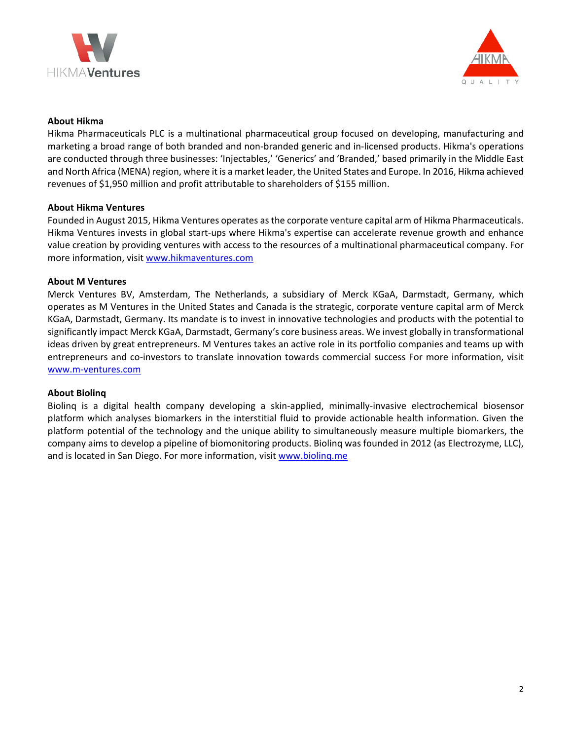**About Hikma**

Hikma Pharmaceuticals PLC is a multinational pharmaceutical group focused on developing, manufacturing and marketing a broad range of both branded and non-branded generic and in-licensed products. Hikma's operations are conducted through three businesses: 'Injectables,' 'Generics' and 'Branded,' based primarily in the Middle East and North Africa (MENA) region, where it is a market leader, the United States and Europe. In 2016, Hikma achieved revenues of $1,950 million and profit attributable to shareholders of $155 million.

**About Hikma Ventures**

Founded in August 2015, Hikma Ventures operates as the corporate venture capital arm of Hikma Pharmaceuticals. Hikma Ventures invests in global start-ups where Hikma's expertise can accelerate revenue growth and enhance value creation by providing ventures with access to the resources of a multinational pharmaceutical company. For more information, visit www.hikmaventures.com

**About M Ventures**

Merck Ventures BV, Amsterdam, The Netherlands, a subsidiary of Merck KGaA, Darmstadt, Germany, which operates as M Ventures in the United States and Canada is the strategic, corporate venture capital arm of Merck KGaA, Darmstadt, Germany. Its mandate is to invest in innovative technologies and products with the potential to significantly impact Merck KGaA, Darmstadt, Germany's core business areas. We invest globally in transformational ideas driven by great entrepreneurs. M Ventures takes an active role in its portfolio companies and teams up with entrepreneurs and co-investors to translate innovation towards commercial success For more information, visit www.m-ventures.com

**About Biolinq**

Biolinq is a digital health company developing a skin-applied, minimally-invasive electrochemical biosensor platform which analyses biomarkers in the interstitial fluid to provide actionable health information. Given the platform potential of the technology and the unique ability to simultaneously measure multiple biomarkers, the company aims to develop a pipeline of biomonitoring products. Biolinq was founded in 2012 (as Electrozyme, LLC), and is located in San Diego. For more information, visit www.biolinq.me